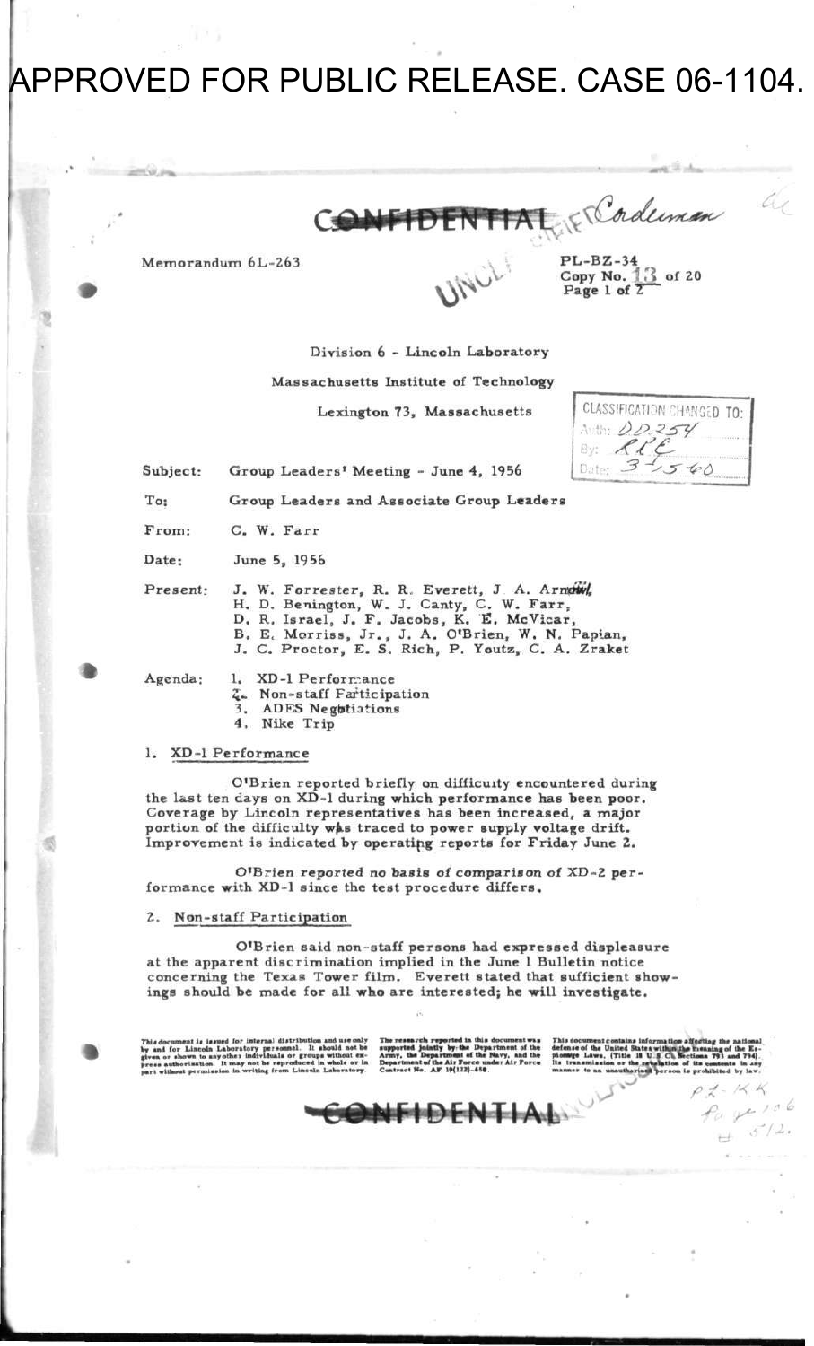APPROVED FOR PUBLIC RELEASE. CASE 06-1104.

CONFIDENTIAL

Memorandum 6L-263

PL-BZ-34
Copy No. 13 of 20

CLASSIFICATION CHANGED TO:
Auth: DD254
By: RLE
Date: 3-15-60

Division 6 - Lincoln Laboratory

Massachusetts Institute of Technology

Lexington 73, Massachusetts

Subject: Group Leaders' Meeting - June 4, 1956

To: Group Leaders and Associate Group Leaders

From: C. W. Farr

Date: June 5, 1956

Present: J. W. Forrester, R. R. Everett, J. A. Arnow, H. D. Benington, W. J. Canty, C. W. Farr, D. R. Israel, J. F. Jacobs, K. E. McVicar, B. E. Morriss, Jr., J. A. O'Brien, W. N. Papian, J. C. Proctor, E. S. Rich, P. Youtz, C. A. Zraket

Agenda:
1. XD-1 Performance
2. Non-staff Participation
3. ADES Negotiations
4. Nike Trip

## 1. XD-1 Performance

O'Brien reported briefly on difficulty encountered during the last ten days on XD-1 during which performance has been poor. Coverage by Lincoln representatives has been increased, a major portion of the difficulty was traced to power supply voltage drift. Improvement is indicated by operating reports for Friday June 2.

O'Brien reported no basis of comparison of XD-2 performance with XD-1 since the test procedure differs.

## 2. Non-staff Participation

O'Brien said non-staff persons had expressed displeasure at the apparent discrimination implied in the June 1 Bulletin notice concerning the Texas Tower film. Everett stated that sufficient showings should be made for all who are interested; he will investigate.

This document is issued for internal distribution and use only by and for Lincoln Laboratory personnel. It should not be given or shown to any other individuals or groups without express authorization. It may not be reproduced in whole or in part without permission in writing from Lincoln Laboratory.

The research reported in this document was supported jointly by the Department of the Army, the Department of the Navy, and the Department of the Air Force under Air Force Contract No. AF 19(122)-458.

This document contains information affecting the national defense of the United States within the meaning of the Espionage Laws, (Title 18 U.S.C., Sections 793 and 794). Its transmission or the revelation of its contents in any manner to an unauthorized person is prohibited by law.

CONFIDENTIAL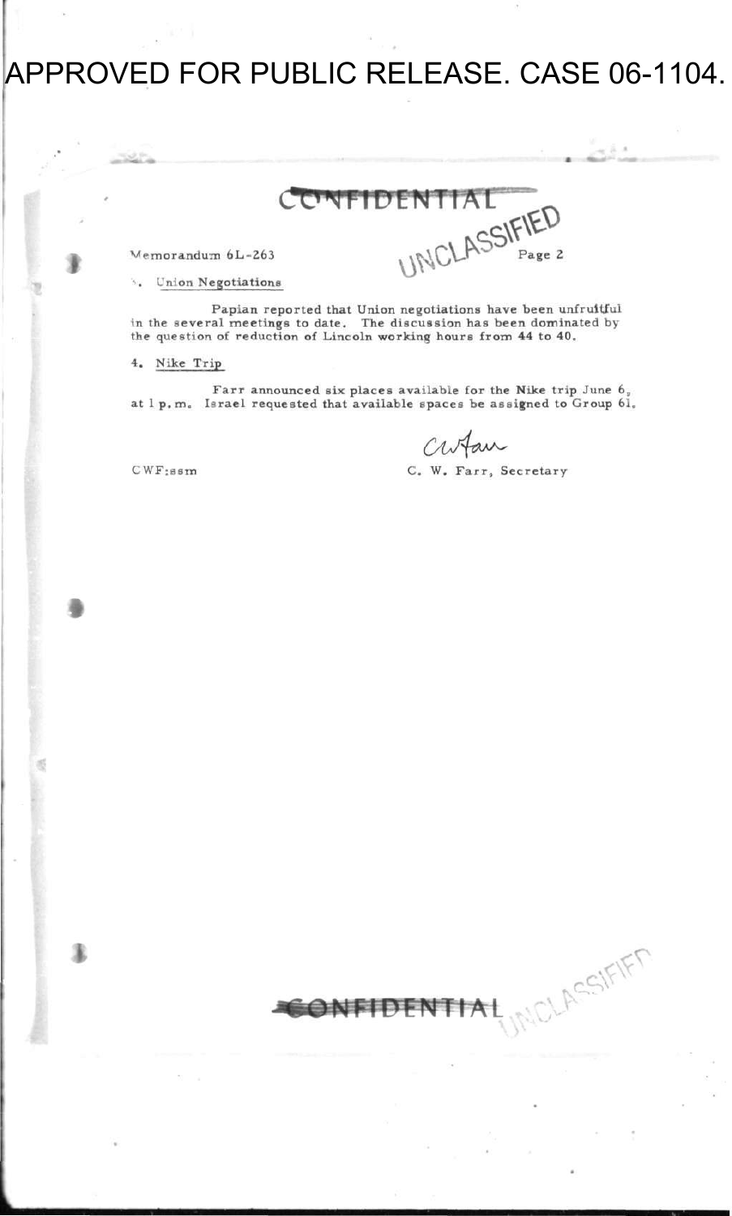APPROVED FOR PUBLIC RELEASE. CASE 06-1104.

CONFIDENTIAL

UNCLASSIFIED

Memorandum 6L-263

3. Union Negotiations

Papian reported that Union negotiations have been unfruitful in the several meetings to date. The discussion has been dominated by the question of reduction of Lincoln working hours from 44 to 40.

4. Nike Trip

Farr announced six places available for the Nike trip June 6, at 1 p.m. Israel requested that available spaces be assigned to Group 61.

CWFarr

CWF:ssm

C. W. Farr, Secretary

CONFIDENTIAL UNCLASSIFIED